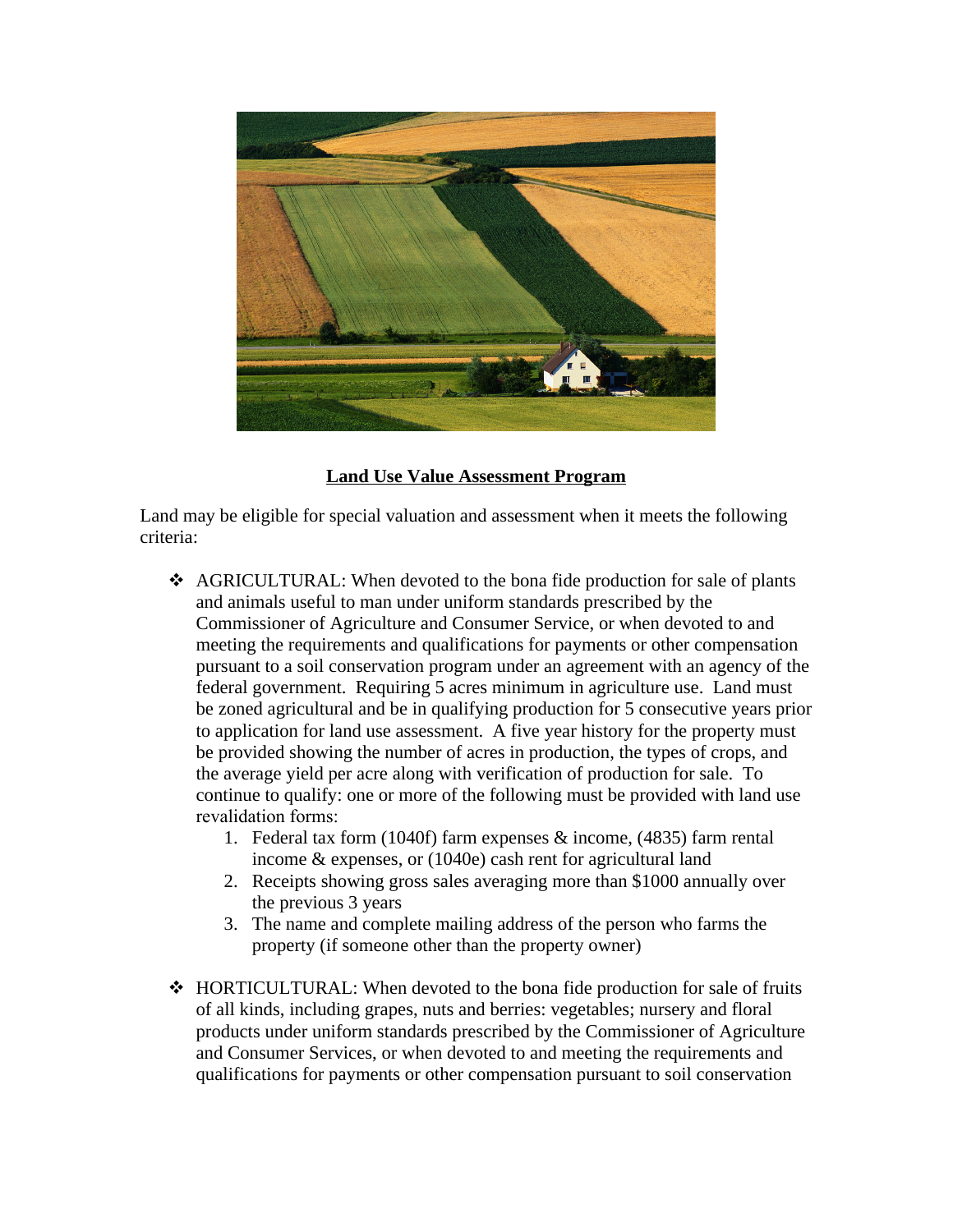**<u>Land Use Value Assessment Program</u>**

Land may be eligible for special valuation and assessment when it meets the following criteria:

- AGRICULTURAL: When devoted to the bona fide production for sale of plants and animals useful to man under uniform standards prescribed by the Commissioner of Agriculture and Consumer Service, or when devoted to and meeting the requirements and qualifications for payments or other compensation pursuant to a soil conservation program under an agreement with an agency of the federal government. Requiring 5 acres minimum in agriculture use. Land must be zoned agricultural and be in qualifying production for 5 consecutive years prior to application for land use assessment. A five year history for the property must be provided showing the number of acres in production, the types of crops, and the average yield per acre along with verification of production for sale. To continue to qualify: one or more of the following must be provided with land use revalidation forms:
    1. Federal tax form (1040f) farm expenses & income, (4835) farm rental income & expenses, or (1040e) cash rent for agricultural land
    2. Receipts showing gross sales averaging more than $1000 annually over the previous 3 years
    3. The name and complete mailing address of the person who farms the property (if someone other than the property owner)

- HORTICULTURAL: When devoted to the bona fide production for sale of fruits of all kinds, including grapes, nuts and berries: vegetables; nursery and floral products under uniform standards prescribed by the Commissioner of Agriculture and Consumer Services, or when devoted to and meeting the requirements and qualifications for payments or other compensation pursuant to soil conservation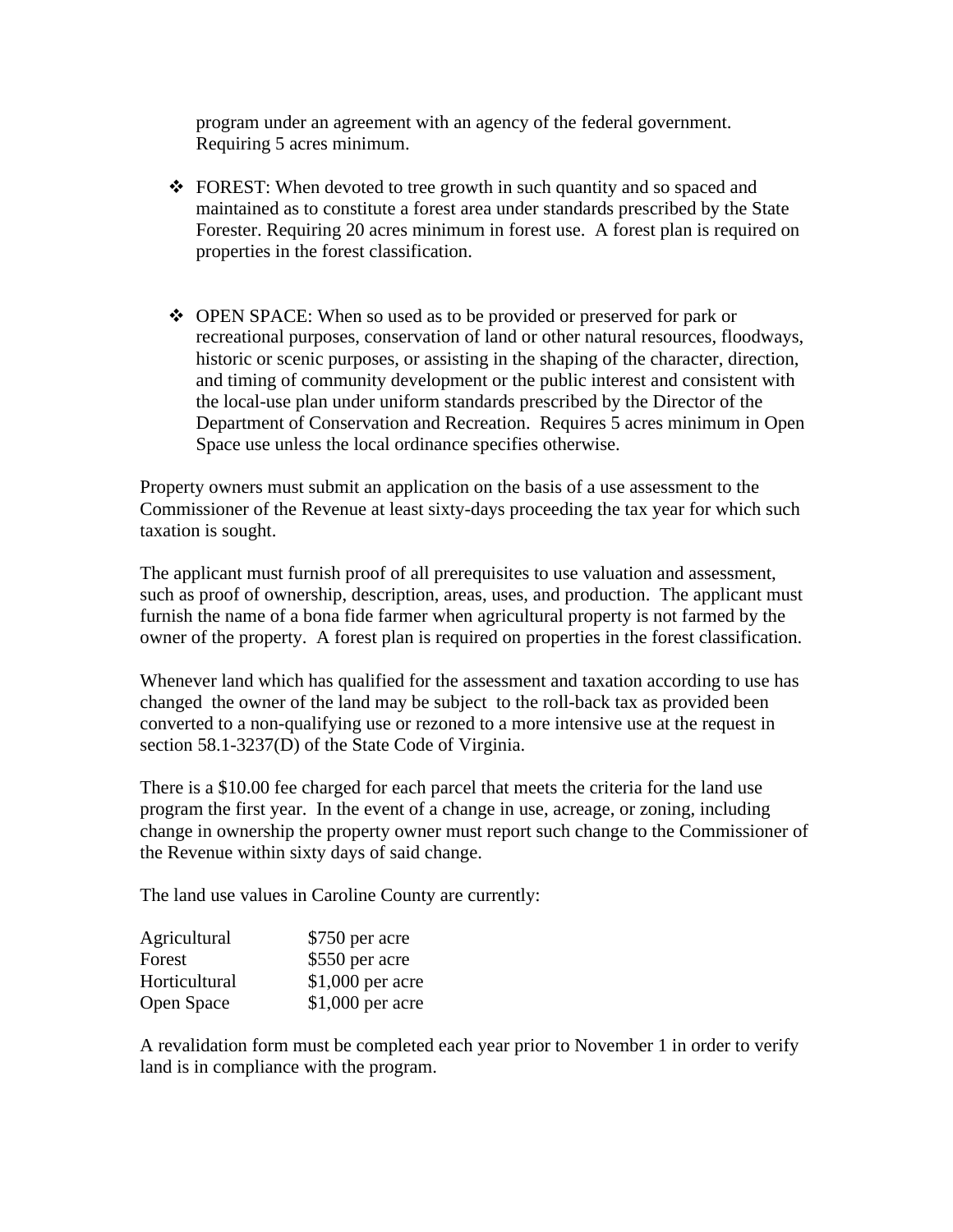program under an agreement with an agency of the federal government. Requiring 5 acres minimum.

- FOREST: When devoted to tree growth in such quantity and so spaced and maintained as to constitute a forest area under standards prescribed by the State Forester. Requiring 20 acres minimum in forest use. A forest plan is required on properties in the forest classification.

- OPEN SPACE: When so used as to be provided or preserved for park or recreational purposes, conservation of land or other natural resources, floodways, historic or scenic purposes, or assisting in the shaping of the character, direction, and timing of community development or the public interest and consistent with the local-use plan under uniform standards prescribed by the Director of the Department of Conservation and Recreation. Requires 5 acres minimum in Open Space use unless the local ordinance specifies otherwise.

Property owners must submit an application on the basis of a use assessment to the Commissioner of the Revenue at least sixty-days proceeding the tax year for which such taxation is sought.

The applicant must furnish proof of all prerequisites to use valuation and assessment, such as proof of ownership, description, areas, uses, and production. The applicant must furnish the name of a bona fide farmer when agricultural property is not farmed by the owner of the property. A forest plan is required on properties in the forest classification.

Whenever land which has qualified for the assessment and taxation according to use has changed the owner of the land may be subject to the roll-back tax as provided been converted to a non-qualifying use or rezoned to a more intensive use at the request in section 58.1-3237(D) of the State Code of Virginia.

There is a $10.00 fee charged for each parcel that meets the criteria for the land use program the first year. In the event of a change in use, acreage, or zoning, including change in ownership the property owner must report such change to the Commissioner of the Revenue within sixty days of said change.

The land use values in Caroline County are currently:

| | |
|---|---|
| Agricultural | $750 per acre |
| Forest | $550 per acre |
| Horticultural | $1,000 per acre |
| Open Space | $1,000 per acre |

A revalidation form must be completed each year prior to November 1 in order to verify land is in compliance with the program.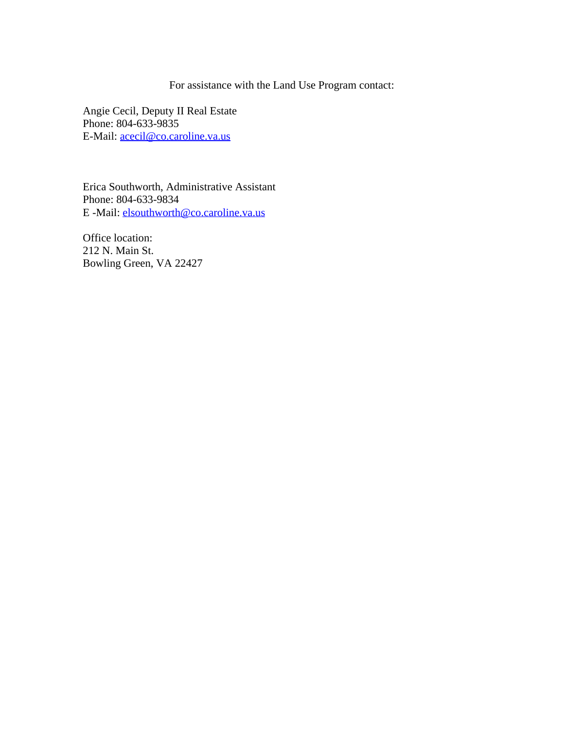For assistance with the Land Use Program contact:

Angie Cecil, Deputy II Real Estate
Phone: 804-633-9835
E-Mail: acecil@co.caroline.va.us

Erica Southworth, Administrative Assistant
Phone: 804-633-9834
E -Mail: elsouthworth@co.caroline.va.us

Office location:
212 N. Main St.
Bowling Green, VA 22427